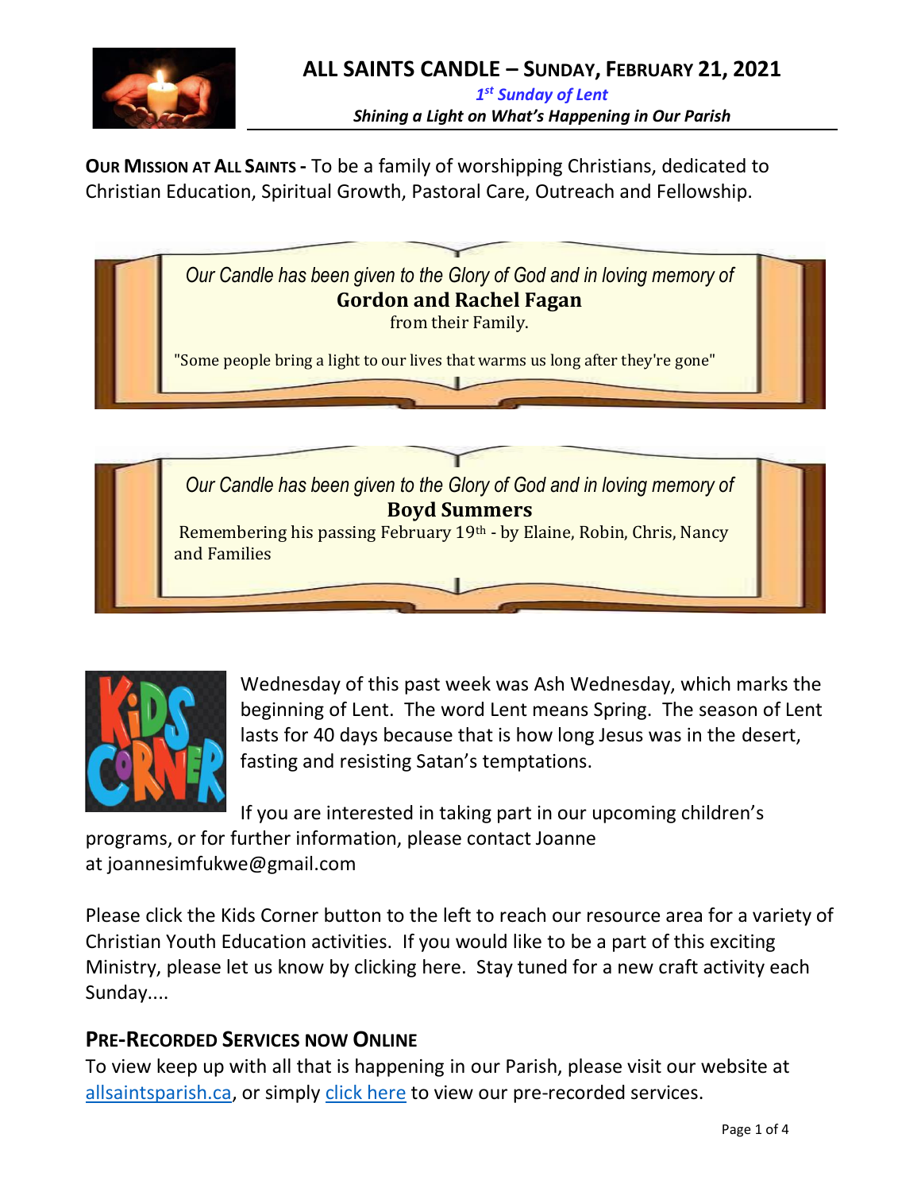# ALL SAINTS CANDLE – SUNDAY, FEBRUARY 21, 2021

*1st Sunday of Lent*

***Shining a Light on What's Happening in Our Parish***

**OUR MISSION AT ALL SAINTS -** To be a family of worshipping Christians, dedicated to Christian Education, Spiritual Growth, Pastoral Care, Outreach and Fellowship.

*Our Candle has been given to the Glory of God and in loving memory of*
**Gordon and Rachel Fagan**
from their Family.

"Some people bring a light to our lives that warms us long after they're gone"

*Our Candle has been given to the Glory of God and in loving memory of*
**Boyd Summers**
Remembering his passing February 19th - by Elaine, Robin, Chris, Nancy and Families

Wednesday of this past week was Ash Wednesday, which marks the beginning of Lent. The word Lent means Spring. The season of Lent lasts for 40 days because that is how long Jesus was in the desert, fasting and resisting Satan's temptations.

If you are interested in taking part in our upcoming children's programs, or for further information, please contact Joanne at joannesimfukwe@gmail.com

Please click the Kids Corner button to the left to reach our resource area for a variety of Christian Youth Education activities. If you would like to be a part of this exciting Ministry, please let us know by clicking here. Stay tuned for a new craft activity each Sunday....

## PRE-RECORDED SERVICES NOW ONLINE

To view keep up with all that is happening in our Parish, please visit our website at [allsaintsparish.ca](allsaintsparish.ca), or simply [click here]() to view our pre-recorded services.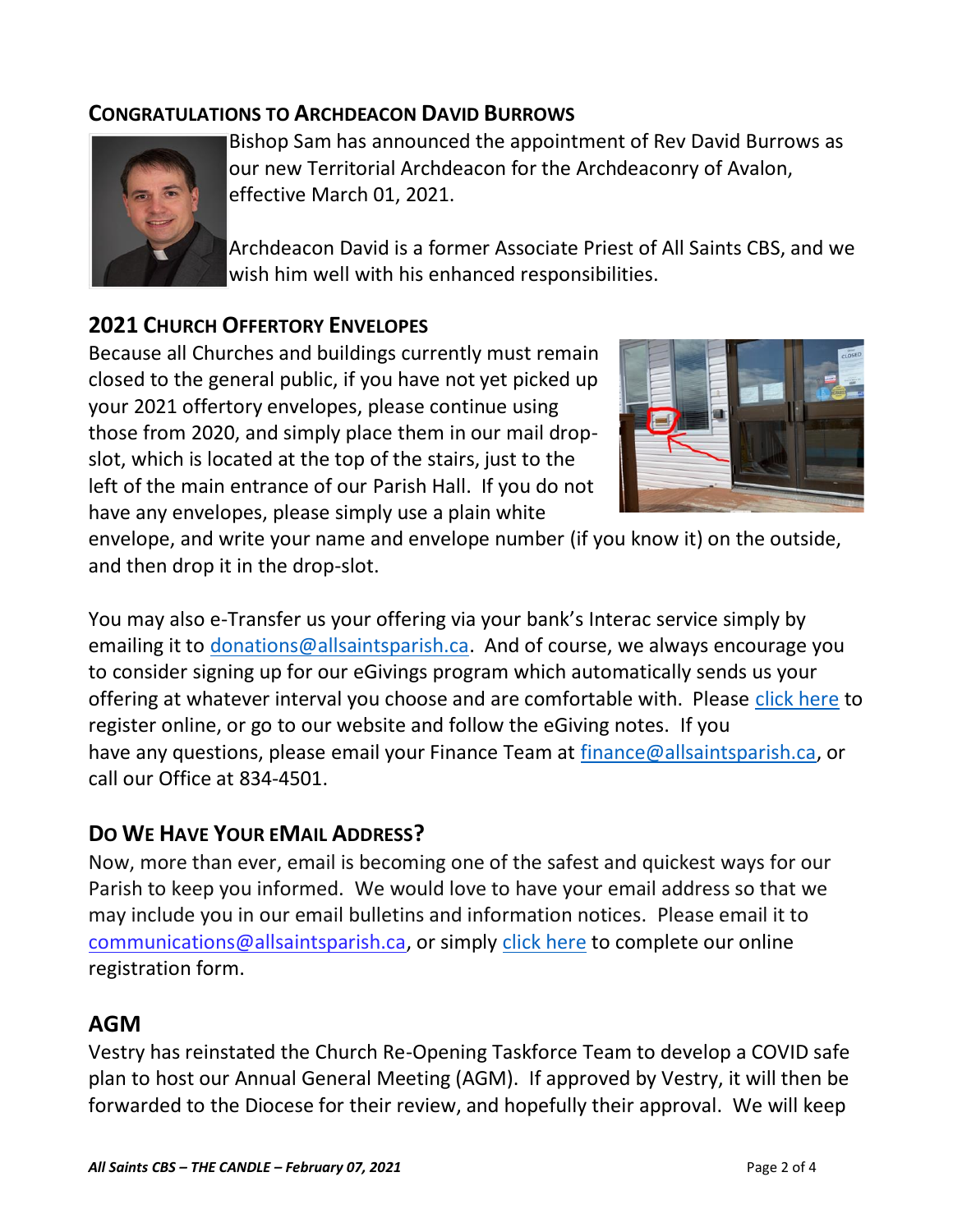## Congratulations to Archdeacon David Burrows

Bishop Sam has announced the appointment of Rev David Burrows as our new Territorial Archdeacon for the Archdeaconry of Avalon, effective March 01, 2021.

Archdeacon David is a former Associate Priest of All Saints CBS, and we wish him well with his enhanced responsibilities.

## 2021 Church Offertory Envelopes

Because all Churches and buildings currently must remain closed to the general public, if you have not yet picked up your 2021 offertory envelopes, please continue using those from 2020, and simply place them in our mail drop-slot, which is located at the top of the stairs, just to the left of the main entrance of our Parish Hall. If you do not have any envelopes, please simply use a plain white envelope, and write your name and envelope number (if you know it) on the outside, and then drop it in the drop-slot.

You may also e-Transfer us your offering via your bank's Interac service simply by emailing it to donations@allsaintsparish.ca. And of course, we always encourage you to consider signing up for our eGivings program which automatically sends us your offering at whatever interval you choose and are comfortable with. Please click here to register online, or go to our website and follow the eGiving notes. If you have any questions, please email your Finance Team at finance@allsaintsparish.ca, or call our Office at 834-4501.

## Do We Have Your eMail Address?

Now, more than ever, email is becoming one of the safest and quickest ways for our Parish to keep you informed. We would love to have your email address so that we may include you in our email bulletins and information notices. Please email it to communications@allsaintsparish.ca, or simply click here to complete our online registration form.

## AGM

Vestry has reinstated the Church Re-Opening Taskforce Team to develop a COVID safe plan to host our Annual General Meeting (AGM). If approved by Vestry, it will then be forwarded to the Diocese for their review, and hopefully their approval. We will keep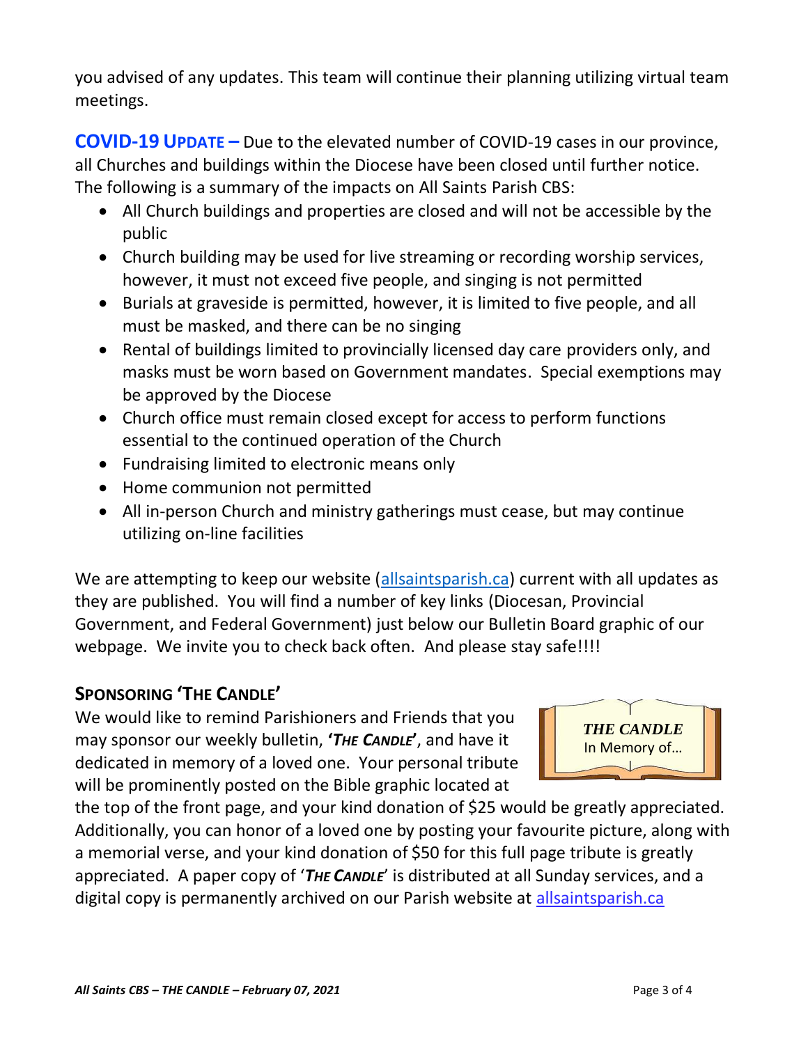you advised of any updates. This team will continue their planning utilizing virtual team meetings.

**COVID-19 UPDATE –** Due to the elevated number of COVID-19 cases in our province, all Churches and buildings within the Diocese have been closed until further notice. The following is a summary of the impacts on All Saints Parish CBS:

- All Church buildings and properties are closed and will not be accessible by the public
- Church building may be used for live streaming or recording worship services, however, it must not exceed five people, and singing is not permitted
- Burials at graveside is permitted, however, it is limited to five people, and all must be masked, and there can be no singing
- Rental of buildings limited to provincially licensed day care providers only, and masks must be worn based on Government mandates. Special exemptions may be approved by the Diocese
- Church office must remain closed except for access to perform functions essential to the continued operation of the Church
- Fundraising limited to electronic means only
- Home communion not permitted
- All in-person Church and ministry gatherings must cease, but may continue utilizing on-line facilities

We are attempting to keep our website (allsaintsparish.ca) current with all updates as they are published. You will find a number of key links (Diocesan, Provincial Government, and Federal Government) just below our Bulletin Board graphic of our webpage. We invite you to check back often. And please stay safe!!!!

## SPONSORING 'THE CANDLE'

*THE CANDLE*
In Memory of…

We would like to remind Parishioners and Friends that you may sponsor our weekly bulletin, **'*THE CANDLE*'**, and have it dedicated in memory of a loved one. Your personal tribute will be prominently posted on the Bible graphic located at the top of the front page, and your kind donation of $25 would be greatly appreciated. Additionally, you can honor of a loved one by posting your favourite picture, along with a memorial verse, and your kind donation of $50 for this full page tribute is greatly appreciated. A paper copy of '***THE CANDLE***' is distributed at all Sunday services, and a digital copy is permanently archived on our Parish website at allsaintsparish.ca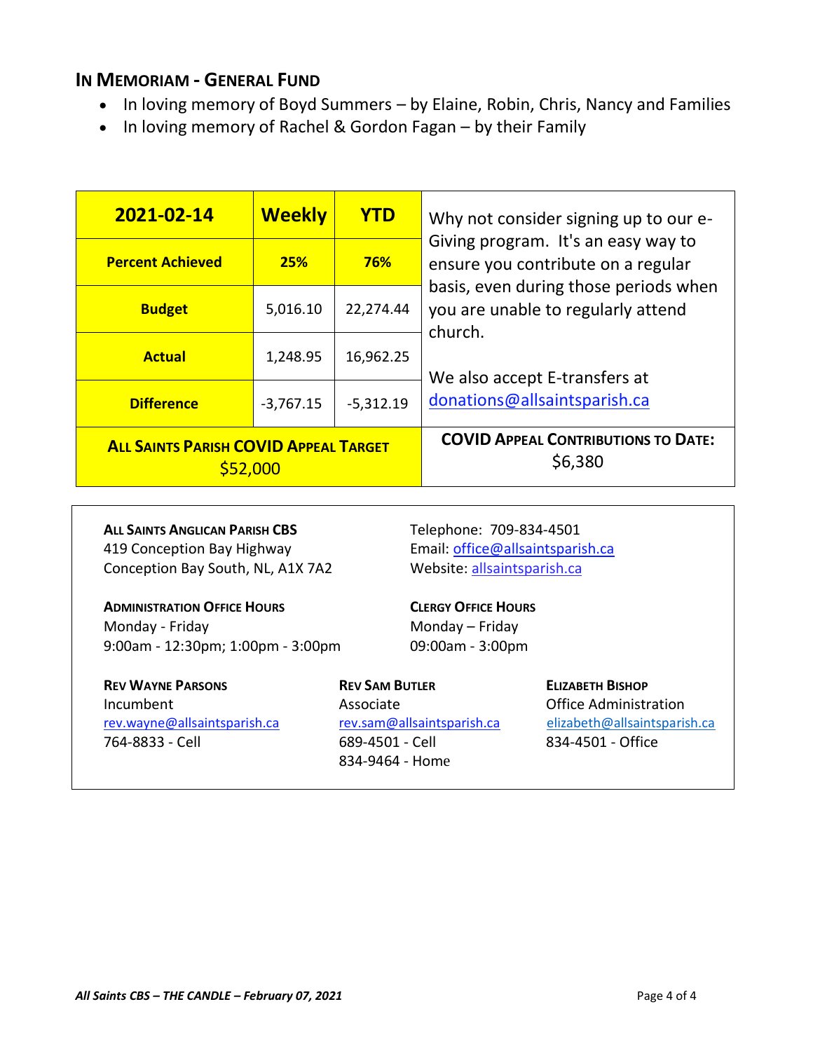## In Memoriam - General Fund

- In loving memory of Boyd Summers – by Elaine, Robin, Chris, Nancy and Families
- In loving memory of Rachel & Gordon Fagan – by their Family

| 2021-02-14 | Weekly | YTD |
|---|---|---|
| **Percent Achieved** | **25%** | **76%** |
| **Budget** | 5,016.10 | 22,274.44 |
| **Actual** | 1,248.95 | 16,962.25 |
| **Difference** | -3,767.15 | -5,312.19 |
| **All Saints Parish COVID Appeal Target** $52,000 | | |

Why not consider signing up to our e-Giving program. It's an easy way to ensure you contribute on a regular basis, even during those periods when you are unable to regularly attend church.

We also accept E-transfers at donations@allsaintsparish.ca

**COVID Appeal Contributions to Date:**
$6,380

**All Saints Anglican Parish CBS**
419 Conception Bay Highway
Conception Bay South, NL, A1X 7A2

Telephone: 709-834-4501
Email: office@allsaintsparish.ca
Website: allsaintsparish.ca

**Administration Office Hours**
Monday - Friday
9:00am - 12:30pm; 1:00pm - 3:00pm

**Clergy Office Hours**
Monday – Friday
09:00am - 3:00pm

**Rev Wayne Parsons**
Incumbent
rev.wayne@allsaintsparish.ca
764-8833 - Cell

**Rev Sam Butler**
Associate
rev.sam@allsaintsparish.ca
689-4501 - Cell
834-9464 - Home

**Elizabeth Bishop**
Office Administration
elizabeth@allsaintsparish.ca
834-4501 - Office